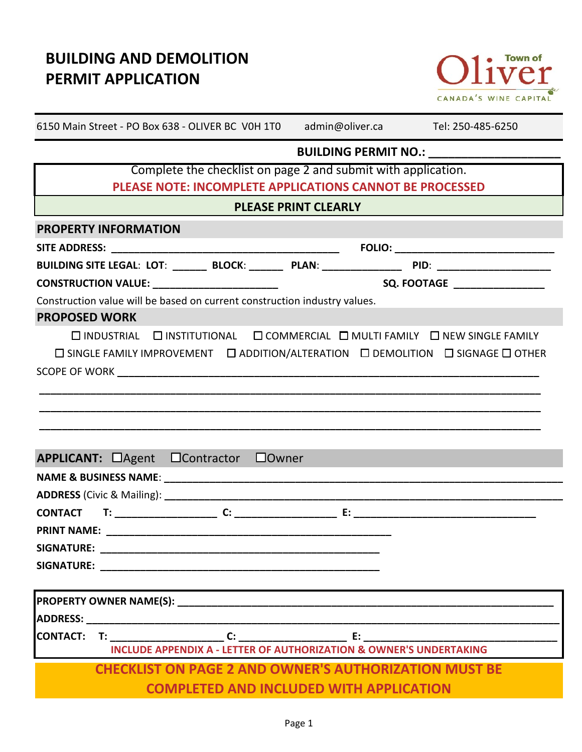# BUILDING AND DEMOLITION PERMIT APPLICATION

Town of Oliver
CANADA'S WINE CAPITAL

6150 Main Street - PO Box 638 - OLIVER BC V0H 1T0 admin@oliver.ca Tel: 250-485-6250

**BUILDING PERMIT NO.: ____________________**

Complete the checklist on page 2 and submit with application.

**PLEASE NOTE: INCOMPLETE APPLICATIONS CANNOT BE PROCESSED**

**PLEASE PRINT CLEARLY**

## PROPERTY INFORMATION

**SITE ADDRESS:** ________________________________________ **FOLIO:** ____________________________

**BUILDING SITE LEGAL: LOT**: ______ **BLOCK**: ______ **PLAN**: ______________ **PID**: ____________________

**CONSTRUCTION VALUE:** ______________________ **SQ. FOOTAGE** ________________

Construction value will be based on current construction industry values.

## PROPOSED WORK

☐ INDUSTRIAL ☐ INSTITUTIONAL ☐ COMMERCIAL ☐ MULTI FAMILY ☐ NEW SINGLE FAMILY

☐ SINGLE FAMILY IMPROVEMENT ☐ ADDITION/ALTERATION ☐ DEMOLITION ☐ SIGNAGE ☐ OTHER

SCOPE OF WORK ________________________________________________________________________

__________________________________________________________________________________

__________________________________________________________________________________

__________________________________________________________________________________

## APPLICANT: ☐Agent ☐Contractor ☐Owner

**NAME & BUSINESS NAME**: ______________________________________________________________

**ADDRESS** (Civic & Mailing): ____________________________________________________________

**CONTACT T:** __________________ **C:** __________________ **E:** ________________________________

**PRINT NAME:** __________________________________________________

**SIGNATURE:** __________________________________________________

**SIGNATURE:** __________________________________________________

**PROPERTY OWNER NAME(S):** ______________________________________________________________

**ADDRESS:** ______________________________________________________________________________

**CONTACT: T:** ____________________ **C:** ____________________ **E:** __________________________________

**INCLUDE APPENDIX A - LETTER OF AUTHORIZATION & OWNER'S UNDERTAKING**

**CHECKLIST ON PAGE 2 AND OWNER'S AUTHORIZATION MUST BE COMPLETED AND INCLUDED WITH APPLICATION**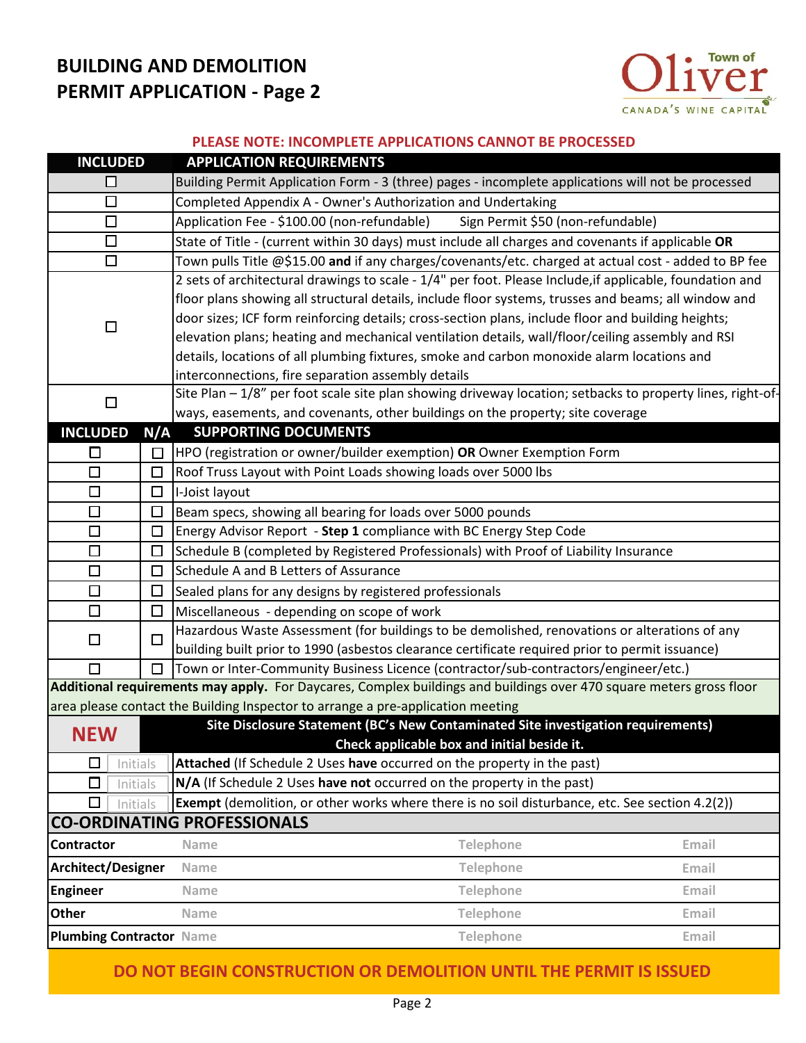# BUILDING AND DEMOLITION PERMIT APPLICATION - Page 2

Town of Oliver — CANADA'S WINE CAPITAL

**PLEASE NOTE: INCOMPLETE APPLICATIONS CANNOT BE PROCESSED**

| INCLUDED | APPLICATION REQUIREMENTS |
|---|---|
| ☐ | Building Permit Application Form - 3 (three) pages - incomplete applications will not be processed |
| ☐ | Completed Appendix A - Owner's Authorization and Undertaking |
| ☐ | Application Fee - $100.00 (non-refundable) Sign Permit $50 (non-refundable) |
| ☐ | State of Title - (current within 30 days) must include all charges and covenants if applicable **OR** |
| ☐ | Town pulls Title @$15.00 **and** if any charges/covenants/etc. charged at actual cost - added to BP fee |
| ☐ | 2 sets of architectural drawings to scale - 1/4" per foot. Please Include,if applicable, foundation and floor plans showing all structural details, include floor systems, trusses and beams; all window and door sizes; ICF form reinforcing details; cross-section plans, include floor and building heights; elevation plans; heating and mechanical ventilation details, wall/floor/ceiling assembly and RSI details, locations of all plumbing fixtures, smoke and carbon monoxide alarm locations and interconnections, fire separation assembly details |
| ☐ | Site Plan – 1/8" per foot scale site plan showing driveway location; setbacks to property lines, right-of-ways, easements, and covenants, other buildings on the property; site coverage |

| INCLUDED | N/A | SUPPORTING DOCUMENTS |
|---|---|---|
| ☐ | ☐ | HPO (registration or owner/builder exemption) **OR** Owner Exemption Form |
| ☐ | ☐ | Roof Truss Layout with Point Loads showing loads over 5000 lbs |
| ☐ | ☐ | I-Joist layout |
| ☐ | ☐ | Beam specs, showing all bearing for loads over 5000 pounds |
| ☐ | ☐ | Energy Advisor Report - **Step 1** compliance with BC Energy Step Code |
| ☐ | ☐ | Schedule B (completed by Registered Professionals) with Proof of Liability Insurance |
| ☐ | ☐ | Schedule A and B Letters of Assurance |
| ☐ | ☐ | Sealed plans for any designs by registered professionals |
| ☐ | ☐ | Miscellaneous - depending on scope of work |
| ☐ | ☐ | Hazardous Waste Assessment (for buildings to be demolished, renovations or alterations of any building built prior to 1990 (asbestos clearance certificate required prior to permit issuance) |
| ☐ | ☐ | Town or Inter-Community Business Licence (contractor/sub-contractors/engineer/etc.) |

**Additional requirements may apply.** For Daycares, Complex buildings and buildings over 470 square meters gross floor area please contact the Building Inspector to arrange a pre-application meeting

| NEW | | Site Disclosure Statement (BC's New Contaminated Site investigation requirements) Check applicable box and initial beside it. |
|---|---|---|
| ☐ | Initials | **Attached** (If Schedule 2 Uses **have** occurred on the property in the past) |
| ☐ | Initials | **N/A** (If Schedule 2 Uses **have not** occurred on the property in the past) |
| ☐ | Initials | **Exempt** (demolition, or other works where there is no soil disturbance, etc. See section 4.2(2)) |

## CO-ORDINATING PROFESSIONALS

| | | | |
|---|---|---|---|
| **Contractor** | Name | Telephone | Email |
| **Architect/Designer** | Name | Telephone | Email |
| **Engineer** | Name | Telephone | Email |
| **Other** | Name | Telephone | Email |
| **Plumbing Contractor** | Name | Telephone | Email |

**DO NOT BEGIN CONSTRUCTION OR DEMOLITION UNTIL THE PERMIT IS ISSUED**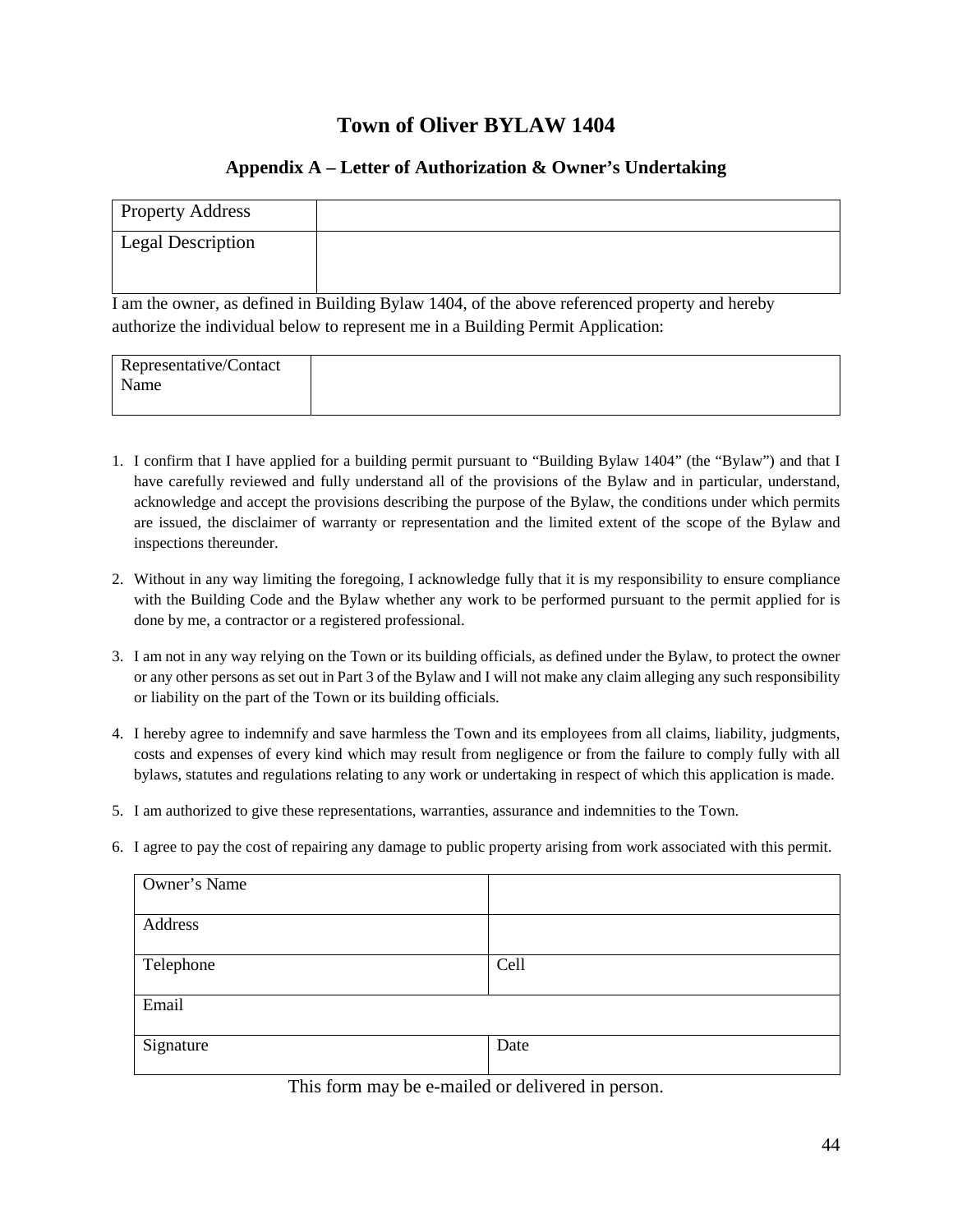# Town of Oliver BYLAW 1404

## Appendix A – Letter of Authorization & Owner's Undertaking

| | |
|---|---|
| Property Address | |
| Legal Description | |

I am the owner, as defined in Building Bylaw 1404, of the above referenced property and hereby authorize the individual below to represent me in a Building Permit Application:

| | |
|---|---|
| Representative/Contact Name | |

1. I confirm that I have applied for a building permit pursuant to "Building Bylaw 1404" (the "Bylaw") and that I have carefully reviewed and fully understand all of the provisions of the Bylaw and in particular, understand, acknowledge and accept the provisions describing the purpose of the Bylaw, the conditions under which permits are issued, the disclaimer of warranty or representation and the limited extent of the scope of the Bylaw and inspections thereunder.

2. Without in any way limiting the foregoing, I acknowledge fully that it is my responsibility to ensure compliance with the Building Code and the Bylaw whether any work to be performed pursuant to the permit applied for is done by me, a contractor or a registered professional.

3. I am not in any way relying on the Town or its building officials, as defined under the Bylaw, to protect the owner or any other persons as set out in Part 3 of the Bylaw and I will not make any claim alleging any such responsibility or liability on the part of the Town or its building officials.

4. I hereby agree to indemnify and save harmless the Town and its employees from all claims, liability, judgments, costs and expenses of every kind which may result from negligence or from the failure to comply fully with all bylaws, statutes and regulations relating to any work or undertaking in respect of which this application is made.

5. I am authorized to give these representations, warranties, assurance and indemnities to the Town.

6. I agree to pay the cost of repairing any damage to public property arising from work associated with this permit.

| | |
|---|---|
| Owner's Name | |
| Address | |
| Telephone | Cell |
| Email | |
| Signature | Date |

This form may be e-mailed or delivered in person.